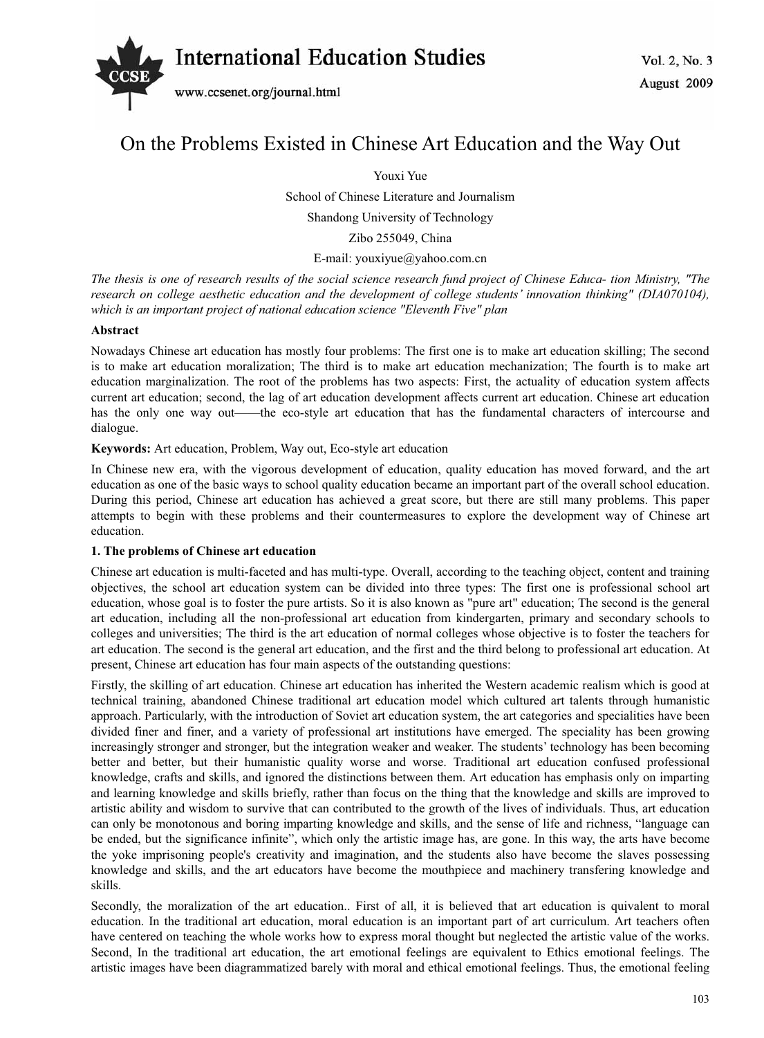# On the Problems Existed in Chinese Art Education and the Way Out

Youxi Yue

School of Chinese Literature and Journalism

Shandong University of Technology

Zibo 255049, China

E-mail: youxiyue@yahoo.com.cn

*The thesis is one of research results of the social science research fund project of Chinese Educa- tion Ministry, "The research on college aesthetic education and the development of college students' innovation thinking" (DIA070104), which is an important project of national education science "Eleventh Five" plan*

**Abstract**

Nowadays Chinese art education has mostly four problems: The first one is to make art education skilling; The second is to make art education moralization; The third is to make art education mechanization; The fourth is to make art education marginalization. The root of the problems has two aspects: First, the actuality of education system affects current art education; second, the lag of art education development affects current art education. Chinese art education has the only one way out——the eco-style art education that has the fundamental characters of intercourse and dialogue.

**Keywords:** Art education, Problem, Way out, Eco-style art education

In Chinese new era, with the vigorous development of education, quality education has moved forward, and the art education as one of the basic ways to school quality education became an important part of the overall school education. During this period, Chinese art education has achieved a great score, but there are still many problems. This paper attempts to begin with these problems and their countermeasures to explore the development way of Chinese art education.

**1. The problems of Chinese art education**

Chinese art education is multi-faceted and has multi-type. Overall, according to the teaching object, content and training objectives, the school art education system can be divided into three types: The first one is professional school art education, whose goal is to foster the pure artists. So it is also known as "pure art" education; The second is the general art education, including all the non-professional art education from kindergarten, primary and secondary schools to colleges and universities; The third is the art education of normal colleges whose objective is to foster the teachers for art education. The second is the general art education, and the first and the third belong to professional art education. At present, Chinese art education has four main aspects of the outstanding questions:

Firstly, the skilling of art education. Chinese art education has inherited the Western academic realism which is good at technical training, abandoned Chinese traditional art education model which cultured art talents through humanistic approach. Particularly, with the introduction of Soviet art education system, the art categories and specialities have been divided finer and finer, and a variety of professional art institutions have emerged. The speciality has been growing increasingly stronger and stronger, but the integration weaker and weaker. The students' technology has been becoming better and better, but their humanistic quality worse and worse. Traditional art education confused professional knowledge, crafts and skills, and ignored the distinctions between them. Art education has emphasis only on imparting and learning knowledge and skills briefly, rather than focus on the thing that the knowledge and skills are improved to artistic ability and wisdom to survive that can contributed to the growth of the lives of individuals. Thus, art education can only be monotonous and boring imparting knowledge and skills, and the sense of life and richness, "language can be ended, but the significance infinite", which only the artistic image has, are gone. In this way, the arts have become the yoke imprisoning people's creativity and imagination, and the students also have become the slaves possessing knowledge and skills, and the art educators have become the mouthpiece and machinery transfering knowledge and skills.

Secondly, the moralization of the art education.. First of all, it is believed that art education is quivalent to moral education. In the traditional art education, moral education is an important part of art curriculum. Art teachers often have centered on teaching the whole works how to express moral thought but neglected the artistic value of the works. Second, In the traditional art education, the art emotional feelings are equivalent to Ethics emotional feelings. The artistic images have been diagrammatized barely with moral and ethical emotional feelings. Thus, the emotional feeling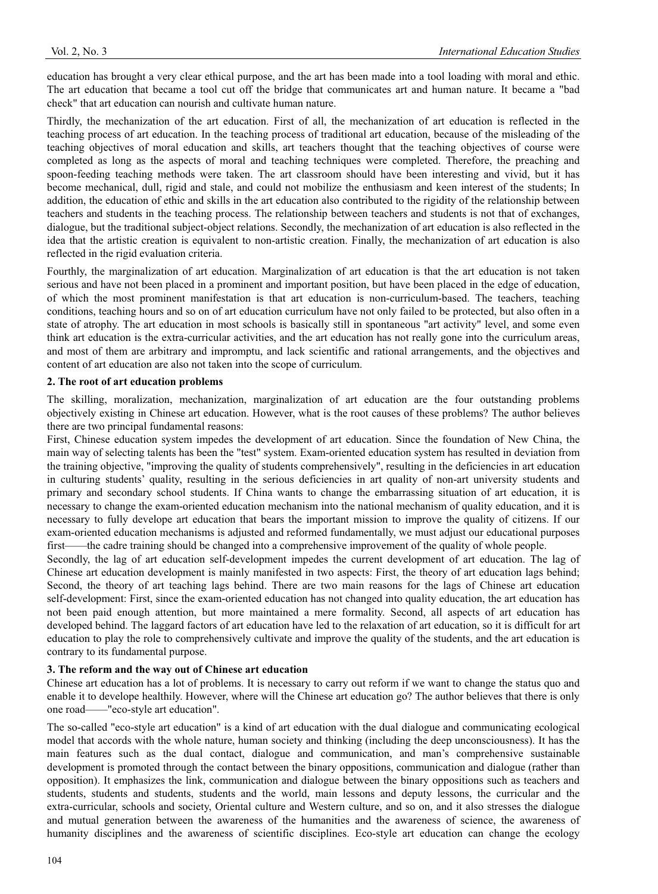education has brought a very clear ethical purpose, and the art has been made into a tool loading with moral and ethic. The art education that became a tool cut off the bridge that communicates art and human nature. It became a "bad check" that art education can nourish and cultivate human nature.

Thirdly, the mechanization of the art education. First of all, the mechanization of art education is reflected in the teaching process of art education. In the teaching process of traditional art education, because of the misleading of the teaching objectives of moral education and skills, art teachers thought that the teaching objectives of course were completed as long as the aspects of moral and teaching techniques were completed. Therefore, the preaching and spoon-feeding teaching methods were taken. The art classroom should have been interesting and vivid, but it has become mechanical, dull, rigid and stale, and could not mobilize the enthusiasm and keen interest of the students; In addition, the education of ethic and skills in the art education also contributed to the rigidity of the relationship between teachers and students in the teaching process. The relationship between teachers and students is not that of exchanges, dialogue, but the traditional subject-object relations. Secondly, the mechanization of art education is also reflected in the idea that the artistic creation is equivalent to non-artistic creation. Finally, the mechanization of art education is also reflected in the rigid evaluation criteria.

Fourthly, the marginalization of art education. Marginalization of art education is that the art education is not taken serious and have not been placed in a prominent and important position, but have been placed in the edge of education, of which the most prominent manifestation is that art education is non-curriculum-based. The teachers, teaching conditions, teaching hours and so on of art education curriculum have not only failed to be protected, but also often in a state of atrophy. The art education in most schools is basically still in spontaneous "art activity" level, and some even think art education is the extra-curricular activities, and the art education has not really gone into the curriculum areas, and most of them are arbitrary and impromptu, and lack scientific and rational arrangements, and the objectives and content of art education are also not taken into the scope of curriculum.

**2. The root of art education problems**

The skilling, moralization, mechanization, marginalization of art education are the four outstanding problems objectively existing in Chinese art education. However, what is the root causes of these problems? The author believes there are two principal fundamental reasons:

First, Chinese education system impedes the development of art education. Since the foundation of New China, the main way of selecting talents has been the "test" system. Exam-oriented education system has resulted in deviation from the training objective, "improving the quality of students comprehensively", resulting in the deficiencies in art education in culturing students' quality, resulting in the serious deficiencies in art quality of non-art university students and primary and secondary school students. If China wants to change the embarrassing situation of art education, it is necessary to change the exam-oriented education mechanism into the national mechanism of quality education, and it is necessary to fully develope art education that bears the important mission to improve the quality of citizens. If our exam-oriented education mechanisms is adjusted and reformed fundamentally, we must adjust our educational purposes first——the cadre training should be changed into a comprehensive improvement of the quality of whole people.

Secondly, the lag of art education self-development impedes the current development of art education. The lag of Chinese art education development is mainly manifested in two aspects: First, the theory of art education lags behind; Second, the theory of art teaching lags behind. There are two main reasons for the lags of Chinese art education self-development: First, since the exam-oriented education has not changed into quality education, the art education has not been paid enough attention, but more maintained a mere formality. Second, all aspects of art education has developed behind. The laggard factors of art education have led to the relaxation of art education, so it is difficult for art education to play the role to comprehensively cultivate and improve the quality of the students, and the art education is contrary to its fundamental purpose.

**3. The reform and the way out of Chinese art education**

Chinese art education has a lot of problems. It is necessary to carry out reform if we want to change the status quo and enable it to develope healthily. However, where will the Chinese art education go? The author believes that there is only one road——"eco-style art education".

The so-called "eco-style art education" is a kind of art education with the dual dialogue and communicating ecological model that accords with the whole nature, human society and thinking (including the deep unconsciousness). It has the main features such as the dual contact, dialogue and communication, and man's comprehensive sustainable development is promoted through the contact between the binary oppositions, communication and dialogue (rather than opposition). It emphasizes the link, communication and dialogue between the binary oppositions such as teachers and students, students and students, students and the world, main lessons and deputy lessons, the curricular and the extra-curricular, schools and society, Oriental culture and Western culture, and so on, and it also stresses the dialogue and mutual generation between the awareness of the humanities and the awareness of science, the awareness of humanity disciplines and the awareness of scientific disciplines. Eco-style art education can change the ecology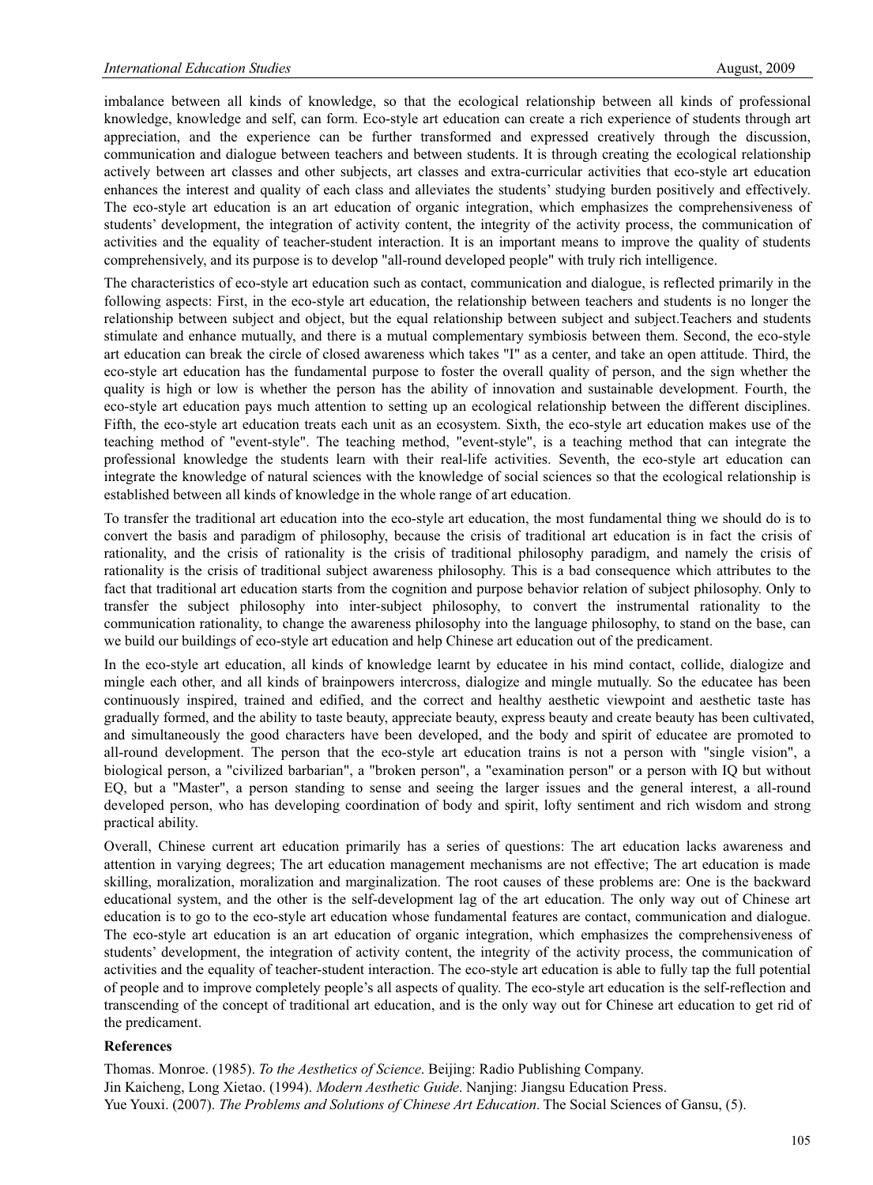imbalance between all kinds of knowledge, so that the ecological relationship between all kinds of professional knowledge, knowledge and self, can form. Eco-style art education can create a rich experience of students through art appreciation, and the experience can be further transformed and expressed creatively through the discussion, communication and dialogue between teachers and between students. It is through creating the ecological relationship actively between art classes and other subjects, art classes and extra-curricular activities that eco-style art education enhances the interest and quality of each class and alleviates the students' studying burden positively and effectively. The eco-style art education is an art education of organic integration, which emphasizes the comprehensiveness of students' development, the integration of activity content, the integrity of the activity process, the communication of activities and the equality of teacher-student interaction. It is an important means to improve the quality of students comprehensively, and its purpose is to develop "all-round developed people" with truly rich intelligence.

The characteristics of eco-style art education such as contact, communication and dialogue, is reflected primarily in the following aspects: First, in the eco-style art education, the relationship between teachers and students is no longer the relationship between subject and object, but the equal relationship between subject and subject.Teachers and students stimulate and enhance mutually, and there is a mutual complementary symbiosis between them. Second, the eco-style art education can break the circle of closed awareness which takes "I" as a center, and take an open attitude. Third, the eco-style art education has the fundamental purpose to foster the overall quality of person, and the sign whether the quality is high or low is whether the person has the ability of innovation and sustainable development. Fourth, the eco-style art education pays much attention to setting up an ecological relationship between the different disciplines. Fifth, the eco-style art education treats each unit as an ecosystem. Sixth, the eco-style art education makes use of the teaching method of "event-style". The teaching method, "event-style", is a teaching method that can integrate the professional knowledge the students learn with their real-life activities. Seventh, the eco-style art education can integrate the knowledge of natural sciences with the knowledge of social sciences so that the ecological relationship is established between all kinds of knowledge in the whole range of art education.

To transfer the traditional art education into the eco-style art education, the most fundamental thing we should do is to convert the basis and paradigm of philosophy, because the crisis of traditional art education is in fact the crisis of rationality, and the crisis of rationality is the crisis of traditional philosophy paradigm, and namely the crisis of rationality is the crisis of traditional subject awareness philosophy. This is a bad consequence which attributes to the fact that traditional art education starts from the cognition and purpose behavior relation of subject philosophy. Only to transfer the subject philosophy into inter-subject philosophy, to convert the instrumental rationality to the communication rationality, to change the awareness philosophy into the language philosophy, to stand on the base, can we build our buildings of eco-style art education and help Chinese art education out of the predicament.

In the eco-style art education, all kinds of knowledge learnt by educatee in his mind contact, collide, dialogize and mingle each other, and all kinds of brainpowers intercross, dialogize and mingle mutually. So the educatee has been continuously inspired, trained and edified, and the correct and healthy aesthetic viewpoint and aesthetic taste has gradually formed, and the ability to taste beauty, appreciate beauty, express beauty and create beauty has been cultivated, and simultaneously the good characters have been developed, and the body and spirit of educatee are promoted to all-round development. The person that the eco-style art education trains is not a person with "single vision", a biological person, a "civilized barbarian", a "broken person", a "examination person" or a person with IQ but without EQ, but a "Master", a person standing to sense and seeing the larger issues and the general interest, a all-round developed person, who has developing coordination of body and spirit, lofty sentiment and rich wisdom and strong practical ability.

Overall, Chinese current art education primarily has a series of questions: The art education lacks awareness and attention in varying degrees; The art education management mechanisms are not effective; The art education is made skilling, moralization, moralization and marginalization. The root causes of these problems are: One is the backward educational system, and the other is the self-development lag of the art education. The only way out of Chinese art education is to go to the eco-style art education whose fundamental features are contact, communication and dialogue. The eco-style art education is an art education of organic integration, which emphasizes the comprehensiveness of students' development, the integration of activity content, the integrity of the activity process, the communication of activities and the equality of teacher-student interaction. The eco-style art education is able to fully tap the full potential of people and to improve completely people's all aspects of quality. The eco-style art education is the self-reflection and transcending of the concept of traditional art education, and is the only way out for Chinese art education to get rid of the predicament.

## References

Thomas. Monroe. (1985). *To the Aesthetics of Science*. Beijing: Radio Publishing Company.

Jin Kaicheng, Long Xietao. (1994). *Modern Aesthetic Guide*. Nanjing: Jiangsu Education Press.

Yue Youxi. (2007). *The Problems and Solutions of Chinese Art Education*. The Social Sciences of Gansu, (5).